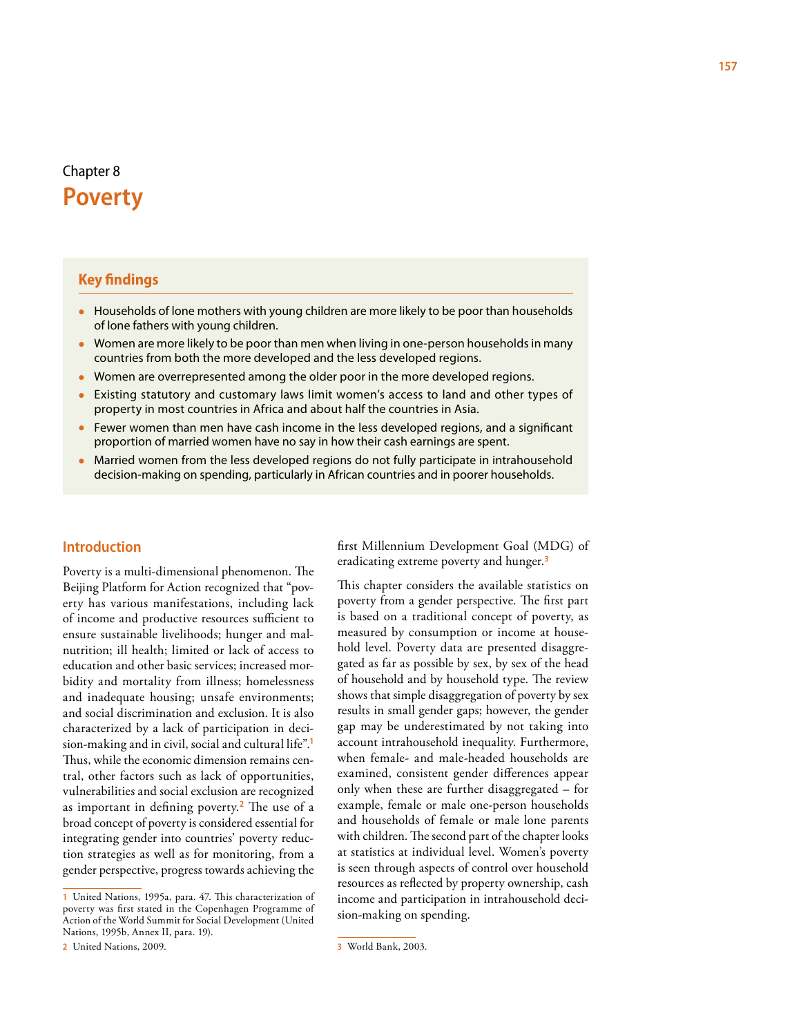# Chapter 8
# Poverty

## Key findings

- Households of lone mothers with young children are more likely to be poor than households of lone fathers with young children.
- Women are more likely to be poor than men when living in one-person households in many countries from both the more developed and the less developed regions.
- Women are overrepresented among the older poor in the more developed regions.
- Existing statutory and customary laws limit women's access to land and other types of property in most countries in Africa and about half the countries in Asia.
- Fewer women than men have cash income in the less developed regions, and a significant proportion of married women have no say in how their cash earnings are spent.
- Married women from the less developed regions do not fully participate in intrahousehold decision-making on spending, particularly in African countries and in poorer households.

## Introduction

Poverty is a multi-dimensional phenomenon. The Beijing Platform for Action recognized that "poverty has various manifestations, including lack of income and productive resources sufficient to ensure sustainable livelihoods; hunger and malnutrition; ill health; limited or lack of access to education and other basic services; increased morbidity and mortality from illness; homelessness and inadequate housing; unsafe environments; and social discrimination and exclusion. It is also characterized by a lack of participation in decision-making and in civil, social and cultural life".[1] Thus, while the economic dimension remains central, other factors such as lack of opportunities, vulnerabilities and social exclusion are recognized as important in defining poverty.[2] The use of a broad concept of poverty is considered essential for integrating gender into countries' poverty reduction strategies as well as for monitoring, from a gender perspective, progress towards achieving the first Millennium Development Goal (MDG) of eradicating extreme poverty and hunger.[3]

This chapter considers the available statistics on poverty from a gender perspective. The first part is based on a traditional concept of poverty, as measured by consumption or income at household level. Poverty data are presented disaggregated as far as possible by sex, by sex of the head of household and by household type. The review shows that simple disaggregation of poverty by sex results in small gender gaps; however, the gender gap may be underestimated by not taking into account intrahousehold inequality. Furthermore, when female- and male-headed households are examined, consistent gender differences appear only when these are further disaggregated – for example, female or male one-person households and households of female or male lone parents with children. The second part of the chapter looks at statistics at individual level. Women's poverty is seen through aspects of control over household resources as reflected by property ownership, cash income and participation in intrahousehold decision-making on spending.

---

1 United Nations, 1995a, para. 47. This characterization of poverty was first stated in the Copenhagen Programme of Action of the World Summit for Social Development (United Nations, 1995b, Annex II, para. 19).

2 United Nations, 2009.

3 World Bank, 2003.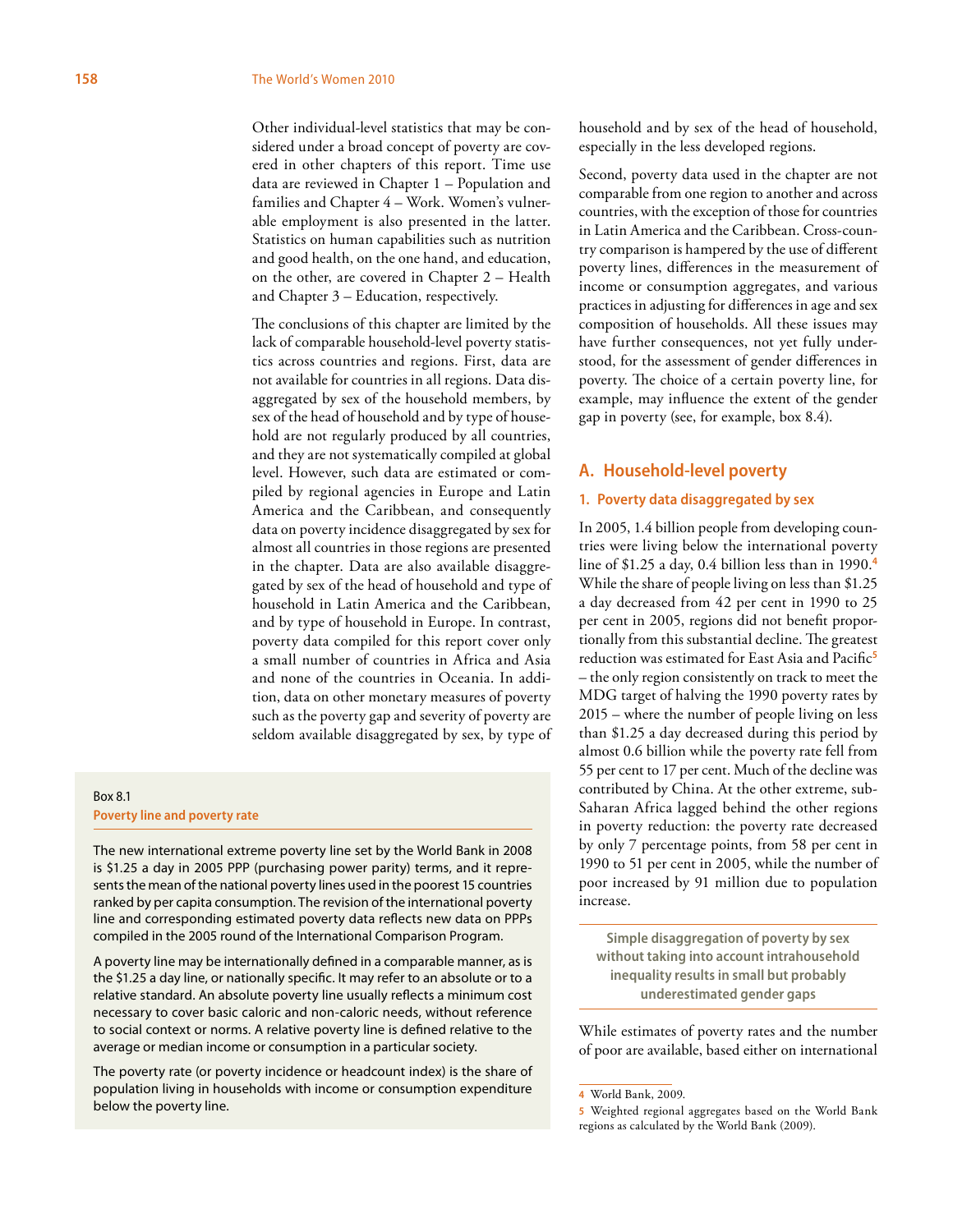Other individual-level statistics that may be considered under a broad concept of poverty are covered in other chapters of this report. Time use data are reviewed in Chapter 1 – Population and families and Chapter 4 – Work. Women's vulnerable employment is also presented in the latter. Statistics on human capabilities such as nutrition and good health, on the one hand, and education, on the other, are covered in Chapter 2 – Health and Chapter 3 – Education, respectively.

The conclusions of this chapter are limited by the lack of comparable household-level poverty statistics across countries and regions. First, data are not available for countries in all regions. Data disaggregated by sex of the household members, by sex of the head of household and by type of household are not regularly produced by all countries, and they are not systematically compiled at global level. However, such data are estimated or compiled by regional agencies in Europe and Latin America and the Caribbean, and consequently data on poverty incidence disaggregated by sex for almost all countries in those regions are presented in the chapter. Data are also available disaggregated by sex of the head of household and type of household in Latin America and the Caribbean, and by type of household in Europe. In contrast, poverty data compiled for this report cover only a small number of countries in Africa and Asia and none of the countries in Oceania. In addition, data on other monetary measures of poverty such as the poverty gap and severity of poverty are seldom available disaggregated by sex, by type of household and by sex of the head of household, especially in the less developed regions.

Second, poverty data used in the chapter are not comparable from one region to another and across countries, with the exception of those for countries in Latin America and the Caribbean. Cross-country comparison is hampered by the use of different poverty lines, differences in the measurement of income or consumption aggregates, and various practices in adjusting for differences in age and sex composition of households. All these issues may have further consequences, not yet fully understood, for the assessment of gender differences in poverty. The choice of a certain poverty line, for example, may influence the extent of the gender gap in poverty (see, for example, box 8.4).

> **Box 8.1**
> **Poverty line and poverty rate**
>
> The new international extreme poverty line set by the World Bank in 2008 is $1.25 a day in 2005 PPP (purchasing power parity) terms, and it represents the mean of the national poverty lines used in the poorest 15 countries ranked by per capita consumption. The revision of the international poverty line and corresponding estimated poverty data reflects new data on PPPs compiled in the 2005 round of the International Comparison Program.
>
> A poverty line may be internationally defined in a comparable manner, as is the $1.25 a day line, or nationally specific. It may refer to an absolute or to a relative standard. An absolute poverty line usually reflects a minimum cost necessary to cover basic caloric and non-caloric needs, without reference to social context or norms. A relative poverty line is defined relative to the average or median income or consumption in a particular society.
>
> The poverty rate (or poverty incidence or headcount index) is the share of population living in households with income or consumption expenditure below the poverty line.

## A. Household-level poverty

### 1. Poverty data disaggregated by sex

In 2005, 1.4 billion people from developing countries were living below the international poverty line of $1.25 a day, 0.4 billion less than in 1990.[4] While the share of people living on less than $1.25 a day decreased from 42 per cent in 1990 to 25 per cent in 2005, regions did not benefit proportionally from this substantial decline. The greatest reduction was estimated for East Asia and Pacific[5] – the only region consistently on track to meet the MDG target of halving the 1990 poverty rates by 2015 – where the number of people living on less than $1.25 a day decreased during this period by almost 0.6 billion while the poverty rate fell from 55 per cent to 17 per cent. Much of the decline was contributed by China. At the other extreme, sub-Saharan Africa lagged behind the other regions in poverty reduction: the poverty rate decreased by only 7 percentage points, from 58 per cent in 1990 to 51 per cent in 2005, while the number of poor increased by 91 million due to population increase.

**Simple disaggregation of poverty by sex without taking into account intrahousehold inequality results in small but probably underestimated gender gaps**

While estimates of poverty rates and the number of poor are available, based either on international

---

[4] World Bank, 2009.

[5] Weighted regional aggregates based on the World Bank regions as calculated by the World Bank (2009).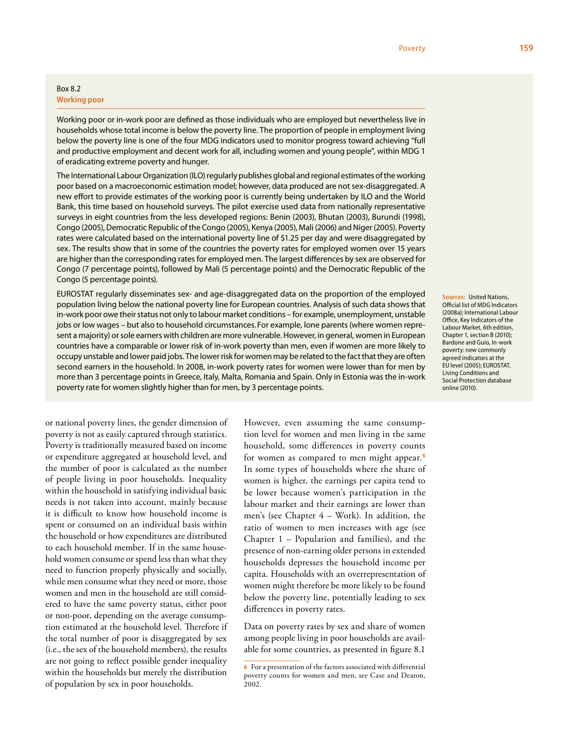Box 8.2
**Working poor**

Working poor or in-work poor are defined as those individuals who are employed but nevertheless live in households whose total income is below the poverty line. The proportion of people in employment living below the poverty line is one of the four MDG indicators used to monitor progress toward achieving "full and productive employment and decent work for all, including women and young people", within MDG 1 of eradicating extreme poverty and hunger.

The International Labour Organization (ILO) regularly publishes global and regional estimates of the working poor based on a macroeconomic estimation model; however, data produced are not sex-disaggregated. A new effort to provide estimates of the working poor is currently being undertaken by ILO and the World Bank, this time based on household surveys. The pilot exercise used data from nationally representative surveys in eight countries from the less developed regions: Benin (2003), Bhutan (2003), Burundi (1998), Congo (2005), Democratic Republic of the Congo (2005), Kenya (2005), Mali (2006) and Niger (2005). Poverty rates were calculated based on the international poverty line of $1.25 per day and were disaggregated by sex. The results show that in some of the countries the poverty rates for employed women over 15 years are higher than the corresponding rates for employed men. The largest differences by sex are observed for Congo (7 percentage points), followed by Mali (5 percentage points) and the Democratic Republic of the Congo (5 percentage points).

EUROSTAT regularly disseminates sex- and age-disaggregated data on the proportion of the employed population living below the national poverty line for European countries. Analysis of such data shows that in-work poor owe their status not only to labour market conditions – for example, unemployment, unstable jobs or low wages – but also to household circumstances. For example, lone parents (where women represent a majority) or sole earners with children are more vulnerable. However, in general, women in European countries have a comparable or lower risk of in-work poverty than men, even if women are more likely to occupy unstable and lower paid jobs. The lower risk for women may be related to the fact that they are often second earners in the household. In 2008, in-work poverty rates for women were lower than for men by more than 3 percentage points in Greece, Italy, Malta, Romania and Spain. Only in Estonia was the in-work poverty rate for women slightly higher than for men, by 3 percentage points.

**Sources:** United Nations, Official list of MDG Indicators (2008a); International Labour Office, Key Indicators of the Labour Market, 6th edition, Chapter 1, section B (2010); Bardone and Guio, In-work poverty: new commonly agreed indicators at the EU level (2005); EUROSTAT, Living Conditions and Social Protection database online (2010).

or national poverty lines, the gender dimension of poverty is not as easily captured through statistics. Poverty is traditionally measured based on income or expenditure aggregated at household level, and the number of poor is calculated as the number of people living in poor households. Inequality within the household in satisfying individual basic needs is not taken into account, mainly because it is difficult to know how household income is spent or consumed on an individual basis within the household or how expenditures are distributed to each household member. If in the same household women consume or spend less than what they need to function properly physically and socially, while men consume what they need or more, those women and men in the household are still considered to have the same poverty status, either poor or non-poor, depending on the average consumption estimated at the household level. Therefore if the total number of poor is disaggregated by sex (i.e., the sex of the household members), the results are not going to reflect possible gender inequality within the households but merely the distribution of population by sex in poor households.

However, even assuming the same consumption level for women and men living in the same household, some differences in poverty counts for women as compared to men might appear.[6] In some types of households where the share of women is higher, the earnings per capita tend to be lower because women's participation in the labour market and their earnings are lower than men's (see Chapter 4 – Work). In addition, the ratio of women to men increases with age (see Chapter 1 – Population and families), and the presence of non-earning older persons in extended households depresses the household income per capita. Households with an overrepresentation of women might therefore be more likely to be found below the poverty line, potentially leading to sex differences in poverty rates.

Data on poverty rates by sex and share of women among people living in poor households are available for some countries, as presented in figure 8.1

[6] For a presentation of the factors associated with differential poverty counts for women and men, see Case and Deaton, 2002.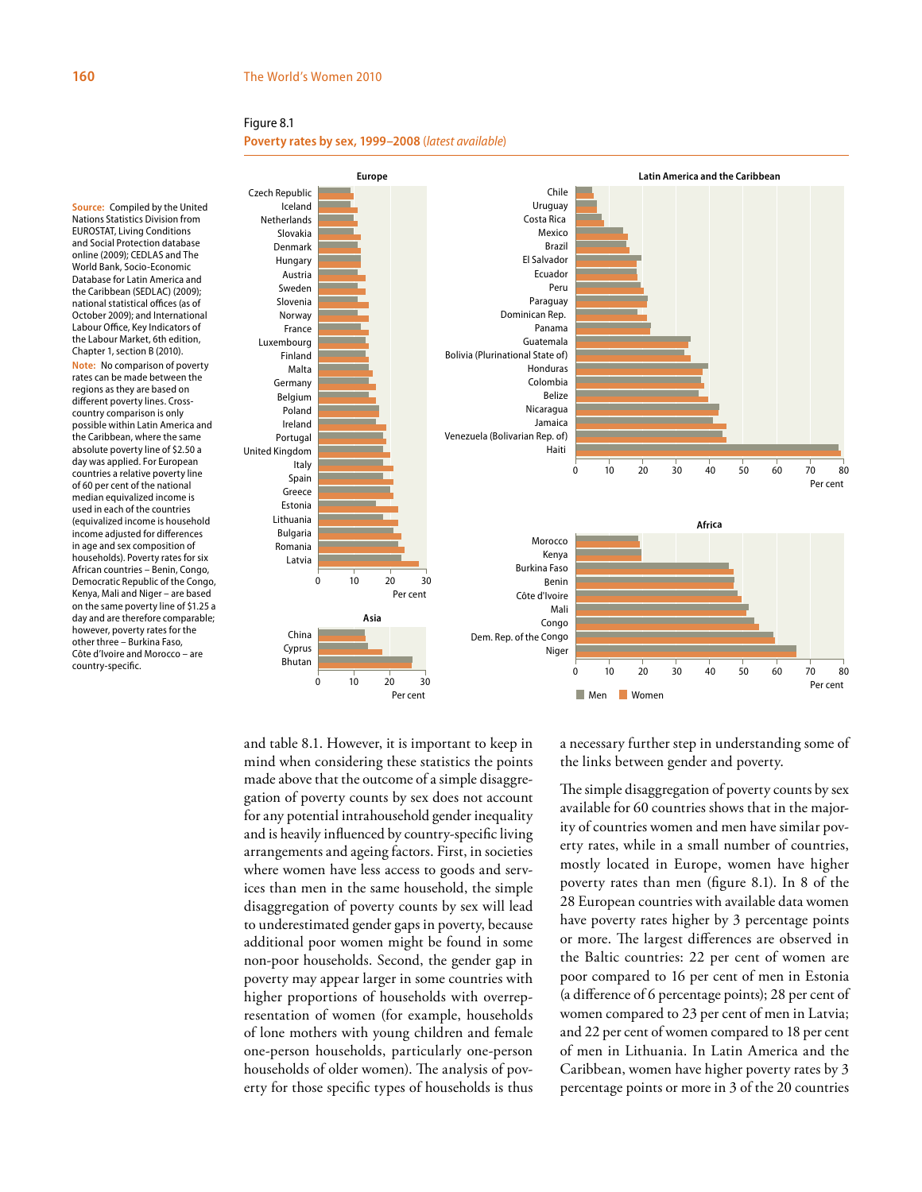Figure 8.1
**Poverty rates by sex, 1999–2008** (*latest available*)

**Source:** Compiled by the United Nations Statistics Division from EUROSTAT, Living Conditions and Social Protection database online (2009); CEDLAS and The World Bank, Socio-Economic Database for Latin America and the Caribbean (SEDLAC) (2009); national statistical offices (as of October 2009); and International Labour Office, Key Indicators of the Labour Market, 6th edition, Chapter 1, section B (2010).

**Note:** No comparison of poverty rates can be made between the regions as they are based on different poverty lines. Cross-country comparison is only possible within Latin America and the Caribbean, where the same absolute poverty line of $2.50 a day was applied. For European countries a relative poverty line of 60 per cent of the national median equivalized income is used in each of the countries (equivalized income is household income adjusted for differences in age and sex composition of households). Poverty rates for six African countries – Benin, Congo, Democratic Republic of the Congo, Kenya, Mali and Niger – are based on the same poverty line of $1.25 a day and are therefore comparable; however, poverty rates for the other three – Burkina Faso, Côte d'Ivoire and Morocco – are country-specific.

and table 8.1. However, it is important to keep in mind when considering these statistics the points made above that the outcome of a simple disaggregation of poverty counts by sex does not account for any potential intrahousehold gender inequality and is heavily influenced by country-specific living arrangements and ageing factors. First, in societies where women have less access to goods and services than men in the same household, the simple disaggregation of poverty counts by sex will lead to underestimated gender gaps in poverty, because additional poor women might be found in some non-poor households. Second, the gender gap in poverty may appear larger in some countries with higher proportions of households with overrepresentation of women (for example, households of lone mothers with young children and female one-person households, particularly one-person households of older women). The analysis of poverty for those specific types of households is thus a necessary further step in understanding some of the links between gender and poverty.

The simple disaggregation of poverty counts by sex available for 60 countries shows that in the majority of countries women and men have similar poverty rates, while in a small number of countries, mostly located in Europe, women have higher poverty rates than men (figure 8.1). In 8 of the 28 European countries with available data women have poverty rates higher by 3 percentage points or more. The largest differences are observed in the Baltic countries: 22 per cent of women are poor compared to 16 per cent of men in Estonia (a difference of 6 percentage points); 28 per cent of women compared to 23 per cent of men in Latvia; and 22 per cent of women compared to 18 per cent of men in Lithuania. In Latin America and the Caribbean, women have higher poverty rates by 3 percentage points or more in 3 of the 20 countries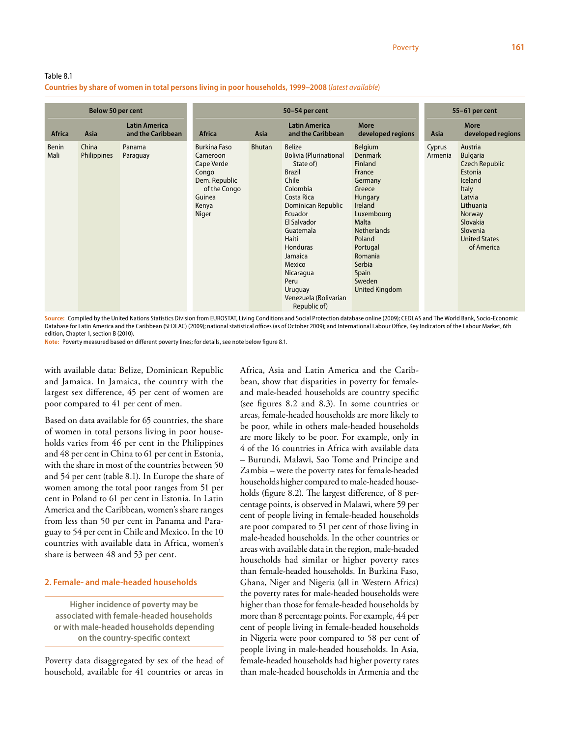Table 8.1

**Countries by share of women in total persons living in poor households, 1999–2008** (*latest available*)

| Below 50 per cent | | | 50–54 per cent | | | | 55–61 per cent | |
|---|---|---|---|---|---|---|---|---|
| Africa | Asia | Latin America and the Caribbean | Africa | Asia | Latin America and the Caribbean | More developed regions | Asia | More developed regions |
| Benin<br>Mali | China<br>Philippines | Panama<br>Paraguay | Burkina Faso<br>Cameroon<br>Cape Verde<br>Congo<br>Dem. Republic of the Congo<br>Guinea<br>Kenya<br>Niger | Bhutan | Belize<br>Bolivia (Plurinational State of)<br>Brazil<br>Chile<br>Colombia<br>Costa Rica<br>Dominican Republic<br>Ecuador<br>El Salvador<br>Guatemala<br>Haiti<br>Honduras<br>Jamaica<br>Mexico<br>Nicaragua<br>Peru<br>Uruguay<br>Venezuela (Bolivarian Republic of) | Belgium<br>Denmark<br>Finland<br>France<br>Germany<br>Greece<br>Hungary<br>Ireland<br>Luxembourg<br>Malta<br>Netherlands<br>Poland<br>Portugal<br>Romania<br>Serbia<br>Spain<br>Sweden<br>United Kingdom | Cyprus<br>Armenia | Austria<br>Bulgaria<br>Czech Republic<br>Estonia<br>Iceland<br>Italy<br>Latvia<br>Lithuania<br>Norway<br>Slovakia<br>Slovenia<br>United States of America |

**Source:** Compiled by the United Nations Statistics Division from EUROSTAT, Living Conditions and Social Protection database online (2009); CEDLAS and The World Bank, Socio-Economic Database for Latin America and the Caribbean (SEDLAC) (2009); national statistical offices (as of October 2009); and International Labour Office, Key Indicators of the Labour Market, 6th edition, Chapter 1, section B (2010).

**Note:** Poverty measured based on different poverty lines; for details, see note below figure 8.1.

with available data: Belize, Dominican Republic and Jamaica. In Jamaica, the country with the largest sex difference, 45 per cent of women are poor compared to 41 per cent of men.

Based on data available for 65 countries, the share of women in total persons living in poor households varies from 46 per cent in the Philippines and 48 per cent in China to 61 per cent in Estonia, with the share in most of the countries between 50 and 54 per cent (table 8.1). In Europe the share of women among the total poor ranges from 51 per cent in Poland to 61 per cent in Estonia. In Latin America and the Caribbean, women's share ranges from less than 50 per cent in Panama and Paraguay to 54 per cent in Chile and Mexico. In the 10 countries with available data in Africa, women's share is between 48 and 53 per cent.

## 2. Female- and male-headed households

**Higher incidence of poverty may be associated with female-headed households or with male-headed households depending on the country-specific context**

Poverty data disaggregated by sex of the head of household, available for 41 countries or areas in Africa, Asia and Latin America and the Caribbean, show that disparities in poverty for female- and male-headed households are country specific (see figures 8.2 and 8.3). In some countries or areas, female-headed households are more likely to be poor, while in others male-headed households are more likely to be poor. For example, only in 4 of the 16 countries in Africa with available data – Burundi, Malawi, Sao Tome and Principe and Zambia – were the poverty rates for female-headed households higher compared to male-headed households (figure 8.2). The largest difference, of 8 percentage points, is observed in Malawi, where 59 per cent of people living in female-headed households are poor compared to 51 per cent of those living in male-headed households. In the other countries or areas with available data in the region, male-headed households had similar or higher poverty rates than female-headed households. In Burkina Faso, Ghana, Niger and Nigeria (all in Western Africa) the poverty rates for male-headed households were higher than those for female-headed households by more than 8 percentage points. For example, 44 per cent of people living in female-headed households in Nigeria were poor compared to 58 per cent of people living in male-headed households. In Asia, female-headed households had higher poverty rates than male-headed households in Armenia and the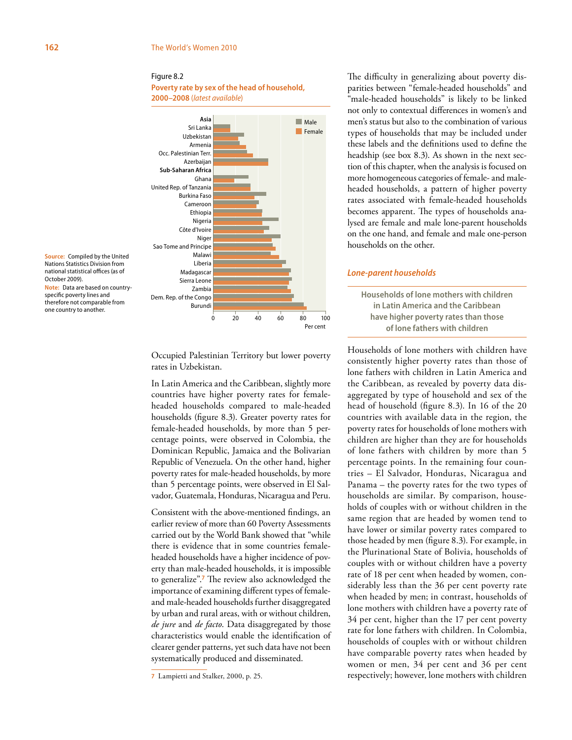Figure 8.2

**Poverty rate by sex of the head of household, 2000–2008** (*latest available*)

**Source:** Compiled by the United Nations Statistics Division from national statistical offices (as of October 2009).

**Note:** Data are based on country-specific poverty lines and therefore not comparable from one country to another.

Occupied Palestinian Territory but lower poverty rates in Uzbekistan.

In Latin America and the Caribbean, slightly more countries have higher poverty rates for female-headed households compared to male-headed households (figure 8.3). Greater poverty rates for female-headed households, by more than 5 percentage points, were observed in Colombia, the Dominican Republic, Jamaica and the Bolivarian Republic of Venezuela. On the other hand, higher poverty rates for male-headed households, by more than 5 percentage points, were observed in El Salvador, Guatemala, Honduras, Nicaragua and Peru.

Consistent with the above-mentioned findings, an earlier review of more than 60 Poverty Assessments carried out by the World Bank showed that "while there is evidence that in some countries female-headed households have a higher incidence of poverty than male-headed households, it is impossible to generalize".[7] The review also acknowledged the importance of examining different types of female- and male-headed households further disaggregated by urban and rural areas, with or without children, *de jure* and *de facto*. Data disaggregated by those characteristics would enable the identification of clearer gender patterns, yet such data have not been systematically produced and disseminated.

7 Lampietti and Stalker, 2000, p. 25.

The difficulty in generalizing about poverty disparities between "female-headed households" and "male-headed households" is likely to be linked not only to contextual differences in women's and men's status but also to the combination of various types of households that may be included under these labels and the definitions used to define the headship (see box 8.3). As shown in the next section of this chapter, when the analysis is focused on more homogeneous categories of female- and male-headed households, a pattern of higher poverty rates associated with female-headed households becomes apparent. The types of households analysed are female and male lone-parent households on the one hand, and female and male one-person households on the other.

### *Lone-parent households*

**Households of lone mothers with children in Latin America and the Caribbean have higher poverty rates than those of lone fathers with children**

Households of lone mothers with children have consistently higher poverty rates than those of lone fathers with children in Latin America and the Caribbean, as revealed by poverty data disaggregated by type of household and sex of the head of household (figure 8.3). In 16 of the 20 countries with available data in the region, the poverty rates for households of lone mothers with children are higher than they are for households of lone fathers with children by more than 5 percentage points. In the remaining four countries – El Salvador, Honduras, Nicaragua and Panama – the poverty rates for the two types of households are similar. By comparison, households of couples with or without children in the same region that are headed by women tend to have lower or similar poverty rates compared to those headed by men (figure 8.3). For example, in the Plurinational State of Bolivia, households of couples with or without children have a poverty rate of 18 per cent when headed by women, considerably less than the 36 per cent poverty rate when headed by men; in contrast, households of lone mothers with children have a poverty rate of 34 per cent, higher than the 17 per cent poverty rate for lone fathers with children. In Colombia, households of couples with or without children have comparable poverty rates when headed by women or men, 34 per cent and 36 per cent respectively; however, lone mothers with children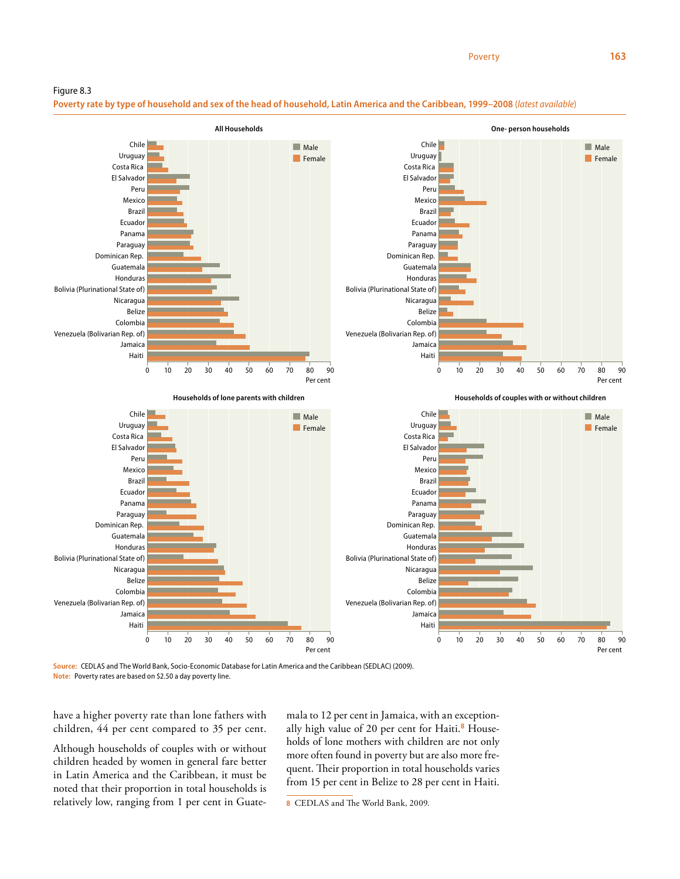Figure 8.3

**Poverty rate by type of household and sex of the head of household, Latin America and the Caribbean, 1999–2008** (*latest available*)

**Source:** CEDLAS and The World Bank, Socio-Economic Database for Latin America and the Caribbean (SEDLAC) (2009).
**Note:** Poverty rates are based on $2.50 a day poverty line.

have a higher poverty rate than lone fathers with children, 44 per cent compared to 35 per cent.

Although households of couples with or without children headed by women in general fare better in Latin America and the Caribbean, it must be noted that their proportion in total households is relatively low, ranging from 1 per cent in Guatemala to 12 per cent in Jamaica, with an exceptionally high value of 20 per cent for Haiti.[8] Households of lone mothers with children are not only more often found in poverty but are also more frequent. Their proportion in total households varies from 15 per cent in Belize to 28 per cent in Haiti.

8 CEDLAS and The World Bank, 2009.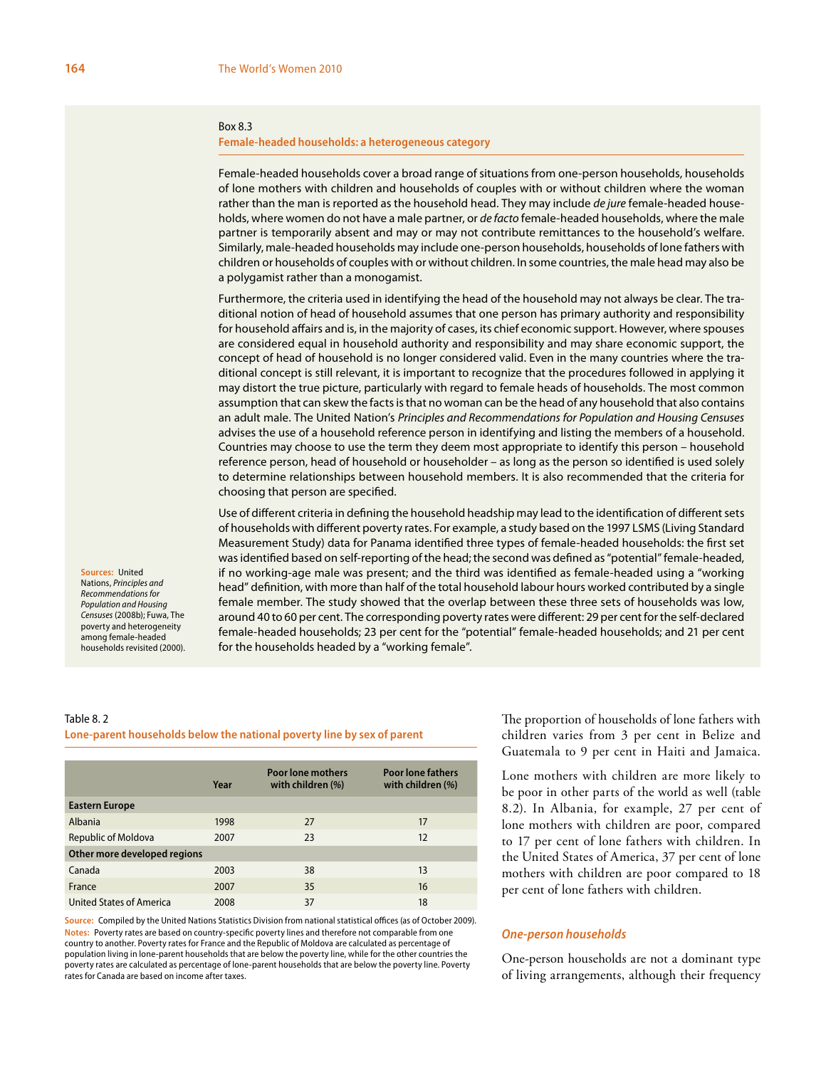Box 8.3

**Female-headed households: a heterogeneous category**

Female-headed households cover a broad range of situations from one-person households, households of lone mothers with children and households of couples with or without children where the woman rather than the man is reported as the household head. They may include *de jure* female-headed households, where women do not have a male partner, or *de facto* female-headed households, where the male partner is temporarily absent and may or may not contribute remittances to the household's welfare. Similarly, male-headed households may include one-person households, households of lone fathers with children or households of couples with or without children. In some countries, the male head may also be a polygamist rather than a monogamist.

Furthermore, the criteria used in identifying the head of the household may not always be clear. The traditional notion of head of household assumes that one person has primary authority and responsibility for household affairs and is, in the majority of cases, its chief economic support. However, where spouses are considered equal in household authority and responsibility and may share economic support, the concept of head of household is no longer considered valid. Even in the many countries where the traditional concept is still relevant, it is important to recognize that the procedures followed in applying it may distort the true picture, particularly with regard to female heads of households. The most common assumption that can skew the facts is that no woman can be the head of any household that also contains an adult male. The United Nation's *Principles and Recommendations for Population and Housing Censuses* advises the use of a household reference person in identifying and listing the members of a household. Countries may choose to use the term they deem most appropriate to identify this person – household reference person, head of household or householder – as long as the person so identified is used solely to determine relationships between household members. It is also recommended that the criteria for choosing that person are specified.

Use of different criteria in defining the household headship may lead to the identification of different sets of households with different poverty rates. For example, a study based on the 1997 LSMS (Living Standard Measurement Study) data for Panama identified three types of female-headed households: the first set was identified based on self-reporting of the head; the second was defined as "potential" female-headed, if no working-age male was present; and the third was identified as female-headed using a "working head" definition, with more than half of the total household labour hours worked contributed by a single female member. The study showed that the overlap between these three sets of households was low, around 40 to 60 per cent. The corresponding poverty rates were different: 29 per cent for the self-declared female-headed households; 23 per cent for the "potential" female-headed households; and 21 per cent for the households headed by a "working female".

**Sources:** United Nations, *Principles and Recommendations for Population and Housing Censuses* (2008b); Fuwa, The poverty and heterogeneity among female-headed households revisited (2000).

Table 8. 2

**Lone-parent households below the national poverty line by sex of parent**

| | Year | Poor lone mothers with children (%) | Poor lone fathers with children (%) |
|---|---|---|---|
| **Eastern Europe** | | | |
| Albania | 1998 | 27 | 17 |
| Republic of Moldova | 2007 | 23 | 12 |
| **Other more developed regions** | | | |
| Canada | 2003 | 38 | 13 |
| France | 2007 | 35 | 16 |
| United States of America | 2008 | 37 | 18 |

**Source:** Compiled by the United Nations Statistics Division from national statistical offices (as of October 2009).
**Notes:** Poverty rates are based on country-specific poverty lines and therefore not comparable from one country to another. Poverty rates for France and the Republic of Moldova are calculated as percentage of population living in lone-parent households that are below the poverty line, while for the other countries the poverty rates are calculated as percentage of lone-parent households that are below the poverty line. Poverty rates for Canada are based on income after taxes.

The proportion of households of lone fathers with children varies from 3 per cent in Belize and Guatemala to 9 per cent in Haiti and Jamaica.

Lone mothers with children are more likely to be poor in other parts of the world as well (table 8.2). In Albania, for example, 27 per cent of lone mothers with children are poor, compared to 17 per cent of lone fathers with children. In the United States of America, 37 per cent of lone mothers with children are poor compared to 18 per cent of lone fathers with children.

### *One-person households*

One-person households are not a dominant type of living arrangements, although their frequency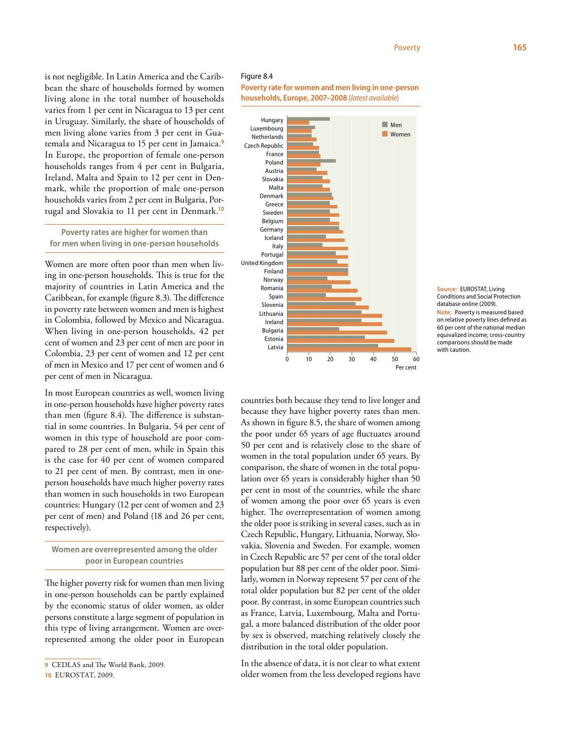is not negligible. In Latin America and the Caribbean the share of households formed by women living alone in the total number of households varies from 1 per cent in Nicaragua to 13 per cent in Uruguay. Similarly, the share of households of men living alone varies from 3 per cent in Guatemala and Nicaragua to 15 per cent in Jamaica.[9] In Europe, the proportion of female one-person households ranges from 4 per cent in Bulgaria, Ireland, Malta and Spain to 12 per cent in Denmark, while the proportion of male one-person households varies from 2 per cent in Bulgaria, Portugal and Slovakia to 11 per cent in Denmark.[10]

### Poverty rates are higher for women than for men when living in one-person households

Women are more often poor than men when living in one-person households. This is true for the majority of countries in Latin America and the Caribbean, for example (figure 8.3). The difference in poverty rate between women and men is highest in Colombia, followed by Mexico and Nicaragua. When living in one-person households, 42 per cent of women and 23 per cent of men are poor in Colombia, 23 per cent of women and 12 per cent of men in Mexico and 17 per cent of women and 6 per cent of men in Nicaragua.

In most European countries as well, women living in one-person households have higher poverty rates than men (figure 8.4). The difference is substantial in some countries. In Bulgaria, 54 per cent of women in this type of household are poor compared to 28 per cent of men, while in Spain this is the case for 40 per cent of women compared to 21 per cent of men. By contrast, men in one-person households have much higher poverty rates than women in such households in two European countries: Hungary (12 per cent of women and 23 per cent of men) and Poland (18 and 26 per cent, respectively).

### Women are overrepresented among the older poor in European countries

The higher poverty risk for women than men living in one-person households can be partly explained by the economic status of older women, as older persons constitute a large segment of population in this type of living arrangement. Women are overrepresented among the older poor in European countries both because they tend to live longer and because they have higher poverty rates than men. As shown in figure 8.5, the share of women among the poor under 65 years of age fluctuates around 50 per cent and is relatively close to the share of women in the total population under 65 years. By comparison, the share of women in the total population over 65 years is considerably higher than 50 per cent in most of the countries, while the share of women among the poor over 65 years is even higher. The overrepresentation of women among the older poor is striking in several cases, such as in Czech Republic, Hungary, Lithuania, Norway, Slovakia, Slovenia and Sweden. For example, women in Czech Republic are 57 per cent of the total older population but 88 per cent of the older poor. Similarly, women in Norway represent 57 per cent of the total older population but 82 per cent of the older poor. By contrast, in some European countries such as France, Latvia, Luxembourg, Malta and Portugal, a more balanced distribution of the older poor by sex is observed, matching relatively closely the distribution in the total older population.

In the absence of data, it is not clear to what extent older women from the less developed regions have

Figure 8.4
**Poverty rate for women and men living in one-person households, Europe, 2007–2008** (*latest available*)

**Source:** EUROSTAT, Living Conditions and Social Protection database online (2009).
**Note:** Poverty is measured based on relative poverty lines defined as 60 per cent of the national median equivalized income; cross-country comparisons should be made with caution.

9 CEDLAS and The World Bank, 2009.
10 EUROSTAT, 2009.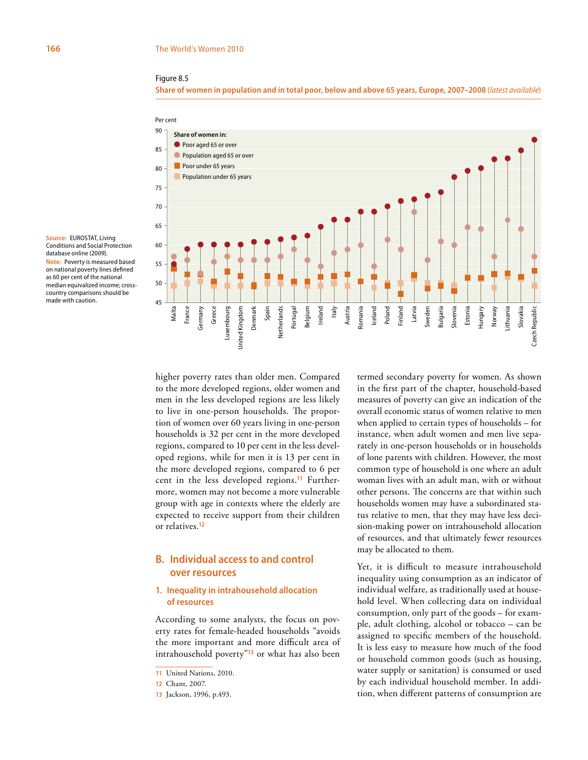Figure 8.5

**Share of women in population and in total poor, below and above 65 years, Europe, 2007–2008** (*latest available*)

**Source:** EUROSTAT, Living Conditions and Social Protection database online (2009).

**Note:** Poverty is measured based on national poverty lines defined as 60 per cent of the national median equivalized income; cross-country comparisons should be made with caution.

higher poverty rates than older men. Compared to the more developed regions, older women and men in the less developed regions are less likely to live in one-person households. The proportion of women over 60 years living in one-person households is 32 per cent in the more developed regions, compared to 10 per cent in the less developed regions, while for men it is 13 per cent in the more developed regions, compared to 6 per cent in the less developed regions.[11] Furthermore, women may not become a more vulnerable group with age in contexts where the elderly are expected to receive support from their children or relatives.[12]

## B. Individual access to and control over resources

### 1. Inequality in intrahousehold allocation of resources

According to some analysts, the focus on poverty rates for female-headed households "avoids the more important and more difficult area of intrahousehold poverty"[13] or what has also been termed secondary poverty for women. As shown in the first part of the chapter, household-based measures of poverty can give an indication of the overall economic status of women relative to men when applied to certain types of households – for instance, when adult women and men live separately in one-person households or in households of lone parents with children. However, the most common type of household is one where an adult woman lives with an adult man, with or without other persons. The concerns are that within such households women may have a subordinated status relative to men, that they may have less decision-making power on intrahousehold allocation of resources, and that ultimately fewer resources may be allocated to them.

Yet, it is difficult to measure intrahousehold inequality using consumption as an indicator of individual welfare, as traditionally used at household level. When collecting data on individual consumption, only part of the goods – for example, adult clothing, alcohol or tobacco – can be assigned to specific members of the household. It is less easy to measure how much of the food or household common goods (such as housing, water supply or sanitation) is consumed or used by each individual household member. In addition, when different patterns of consumption are

---

11 United Nations, 2010.

12 Chant, 2007.

13 Jackson, 1996, p.493.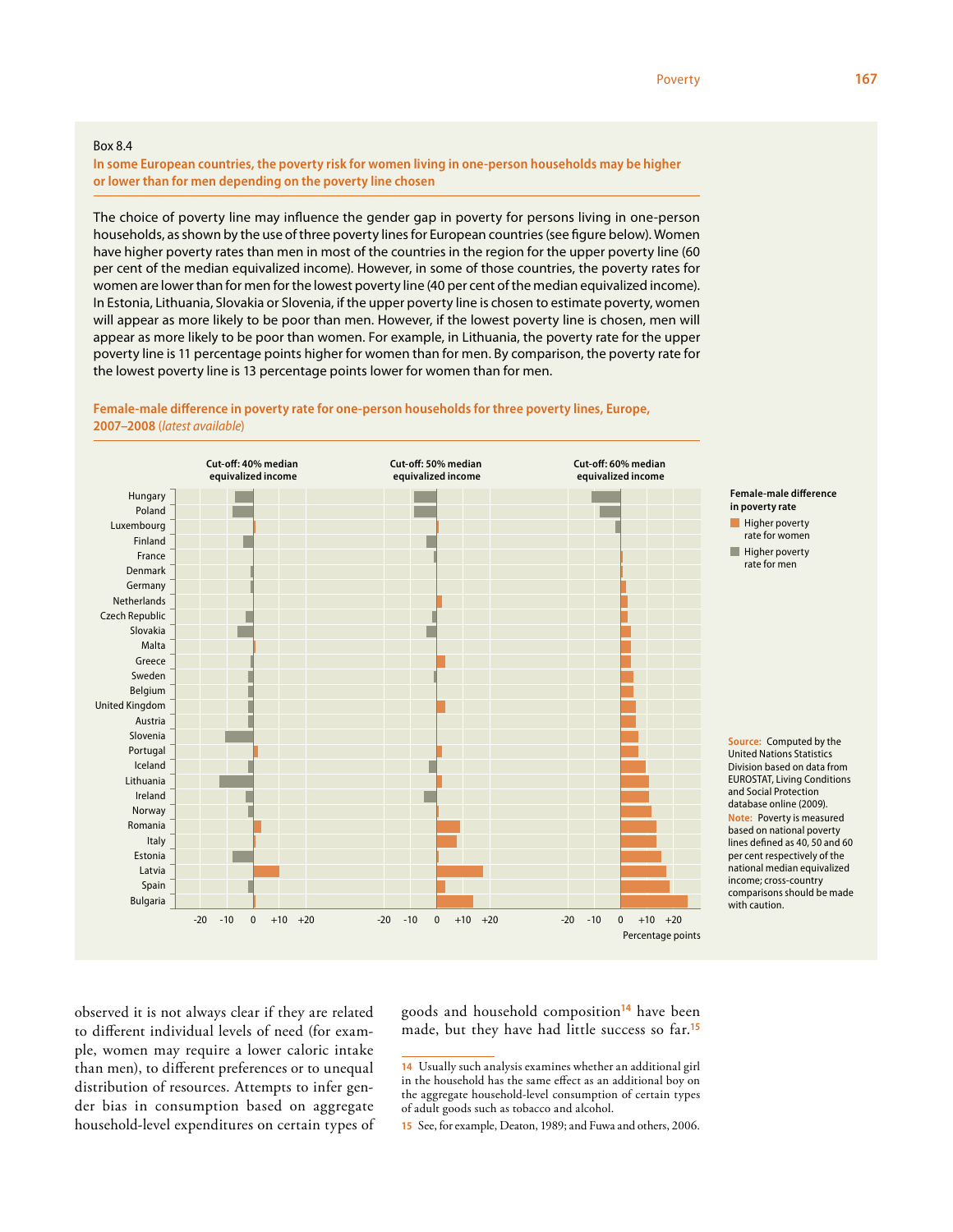## Box 8.4

**In some European countries, the poverty risk for women living in one-person households may be higher or lower than for men depending on the poverty line chosen**

The choice of poverty line may influence the gender gap in poverty for persons living in one-person households, as shown by the use of three poverty lines for European countries (see figure below). Women have higher poverty rates than men in most of the countries in the region for the upper poverty line (60 per cent of the median equivalized income). However, in some of those countries, the poverty rates for women are lower than for men for the lowest poverty line (40 per cent of the median equivalized income). In Estonia, Lithuania, Slovakia or Slovenia, if the upper poverty line is chosen to estimate poverty, women will appear as more likely to be poor than men. However, if the lowest poverty line is chosen, men will appear as more likely to be poor than women. For example, in Lithuania, the poverty rate for the upper poverty line is 11 percentage points higher for women than for men. By comparison, the poverty rate for the lowest poverty line is 13 percentage points lower for women than for men.

**Female-male difference in poverty rate for one-person households for three poverty lines, Europe, 2007–2008** (*latest available*)

Cut-off: 40% median equivalized income | Cut-off: 50% median equivalized income | Cut-off: 60% median equivalized income

Countries (top to bottom): Hungary, Poland, Luxembourg, Finland, France, Denmark, Germany, Netherlands, Czech Republic, Slovakia, Malta, Greece, Sweden, Belgium, United Kingdom, Austria, Slovenia, Portugal, Iceland, Lithuania, Ireland, Norway, Romania, Italy, Estonia, Latvia, Spain, Bulgaria

Axis: -20, -10, 0, +10, +20 — Percentage points

Female-male difference in poverty rate: Higher poverty rate for women; Higher poverty rate for men

**Source:** Computed by the United Nations Statistics Division based on data from EUROSTAT, Living Conditions and Social Protection database online (2009).

**Note:** Poverty is measured based on national poverty lines defined as 40, 50 and 60 per cent respectively of the national median equivalized income; cross-country comparisons should be made with caution.

observed it is not always clear if they are related to different individual levels of need (for example, women may require a lower caloric intake than men), to different preferences or to unequal distribution of resources. Attempts to infer gender bias in consumption based on aggregate household-level expenditures on certain types of goods and household composition[14] have been made, but they have had little success so far.[15]

14 Usually such analysis examines whether an additional girl in the household has the same effect as an additional boy on the aggregate household-level consumption of certain types of adult goods such as tobacco and alcohol.

15 See, for example, Deaton, 1989; and Fuwa and others, 2006.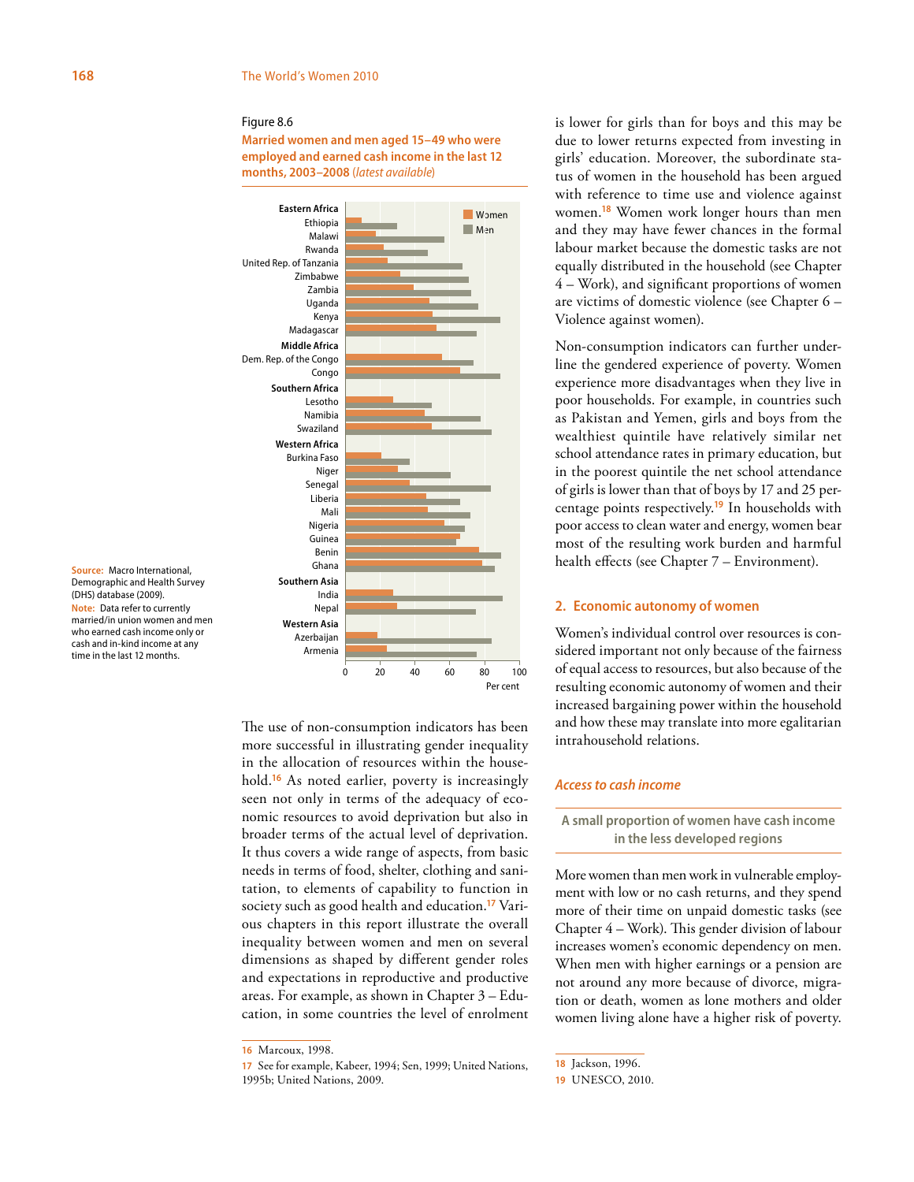Figure 8.6

**Married women and men aged 15–49 who were employed and earned cash income in the last 12 months, 2003–2008** (*latest available*)

**Source:** Macro International, Demographic and Health Survey (DHS) database (2009).

**Note:** Data refer to currently married/in union women and men who earned cash income only or cash and in-kind income at any time in the last 12 months.

The use of non-consumption indicators has been more successful in illustrating gender inequality in the allocation of resources within the household.[16] As noted earlier, poverty is increasingly seen not only in terms of the adequacy of economic resources to avoid deprivation but also in broader terms of the actual level of deprivation. It thus covers a wide range of aspects, from basic needs in terms of food, shelter, clothing and sanitation, to elements of capability to function in society such as good health and education.[17] Various chapters in this report illustrate the overall inequality between women and men on several dimensions as shaped by different gender roles and expectations in reproductive and productive areas. For example, as shown in Chapter 3 – Education, in some countries the level of enrolment is lower for girls than for boys and this may be due to lower returns expected from investing in girls' education. Moreover, the subordinate status of women in the household has been argued with reference to time use and violence against women.[18] Women work longer hours than men and they may have fewer chances in the formal labour market because the domestic tasks are not equally distributed in the household (see Chapter 4 – Work), and significant proportions of women are victims of domestic violence (see Chapter 6 – Violence against women).

Non-consumption indicators can further underline the gendered experience of poverty. Women experience more disadvantages when they live in poor households. For example, in countries such as Pakistan and Yemen, girls and boys from the wealthiest quintile have relatively similar net school attendance rates in primary education, but in the poorest quintile the net school attendance of girls is lower than that of boys by 17 and 25 percentage points respectively.[19] In households with poor access to clean water and energy, women bear most of the resulting work burden and harmful health effects (see Chapter 7 – Environment).

## 2. Economic autonomy of women

Women's individual control over resources is considered important not only because of the fairness of equal access to resources, but also because of the resulting economic autonomy of women and their increased bargaining power within the household and how these may translate into more egalitarian intrahousehold relations.

### *Access to cash income*

**A small proportion of women have cash income in the less developed regions**

More women than men work in vulnerable employment with low or no cash returns, and they spend more of their time on unpaid domestic tasks (see Chapter 4 – Work). This gender division of labour increases women's economic dependency on men. When men with higher earnings or a pension are not around any more because of divorce, migration or death, women as lone mothers and older women living alone have a higher risk of poverty.

16 Marcoux, 1998.

17 See for example, Kabeer, 1994; Sen, 1999; United Nations, 1995b; United Nations, 2009.

18 Jackson, 1996.

19 UNESCO, 2010.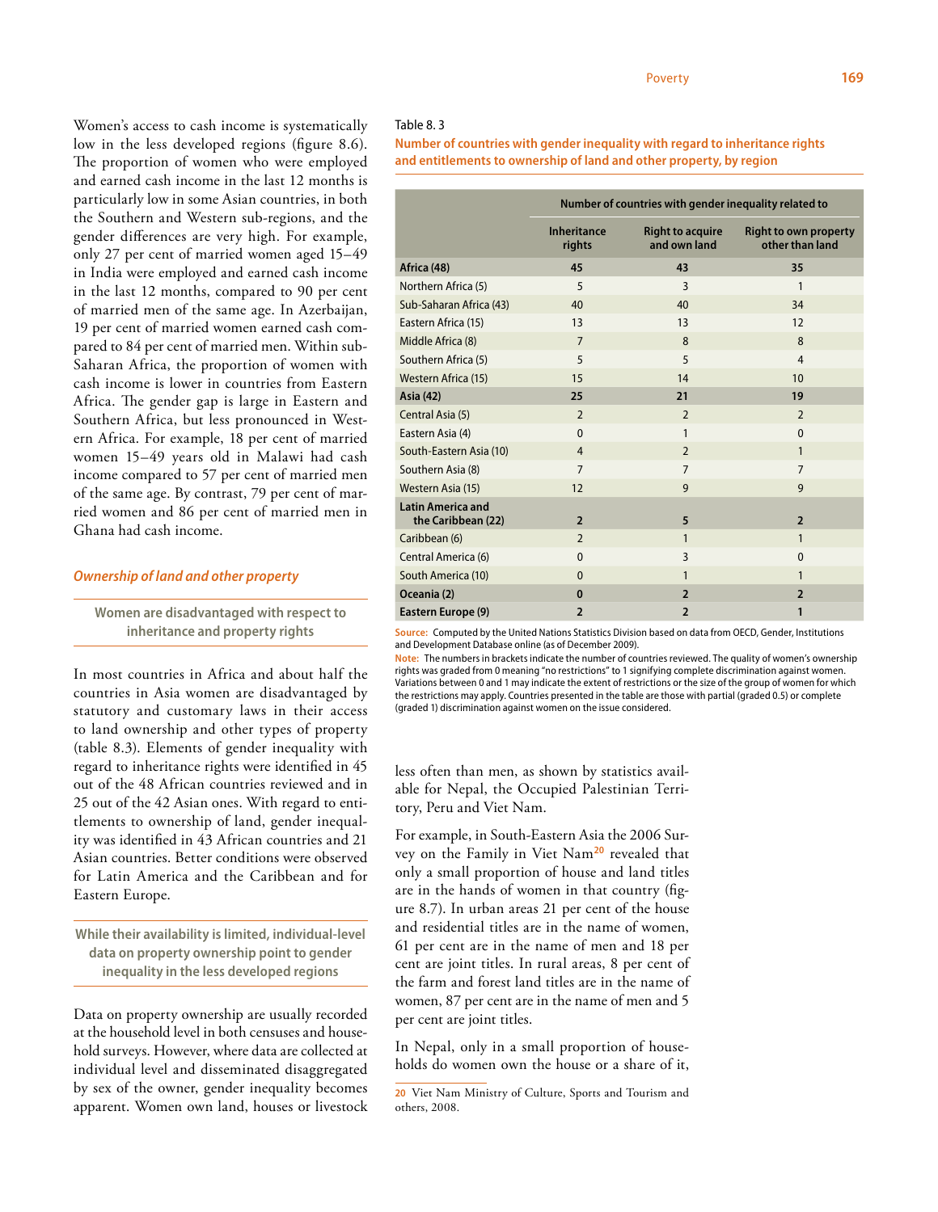Women's access to cash income is systematically low in the less developed regions (figure 8.6). The proportion of women who were employed and earned cash income in the last 12 months is particularly low in some Asian countries, in both the Southern and Western sub-regions, and the gender differences are very high. For example, only 27 per cent of married women aged 15–49 in India were employed and earned cash income in the last 12 months, compared to 90 per cent of married men of the same age. In Azerbaijan, 19 per cent of married women earned cash compared to 84 per cent of married men. Within sub-Saharan Africa, the proportion of women with cash income is lower in countries from Eastern Africa. The gender gap is large in Eastern and Southern Africa, but less pronounced in Western Africa. For example, 18 per cent of married women 15–49 years old in Malawi had cash income compared to 57 per cent of married men of the same age. By contrast, 79 per cent of married women and 86 per cent of married men in Ghana had cash income.

### *Ownership of land and other property*

**Women are disadvantaged with respect to inheritance and property rights**

In most countries in Africa and about half the countries in Asia women are disadvantaged by statutory and customary laws in their access to land ownership and other types of property (table 8.3). Elements of gender inequality with regard to inheritance rights were identified in 45 out of the 48 African countries reviewed and in 25 out of the 42 Asian ones. With regard to entitlements to ownership of land, gender inequality was identified in 43 African countries and 21 Asian countries. Better conditions were observed for Latin America and the Caribbean and for Eastern Europe.

Table 8. 3

**Number of countries with gender inequality with regard to inheritance rights and entitlements to ownership of land and other property, by region**

| | Number of countries with gender inequality related to | | |
|---|---|---|---|
| | Inheritance rights | Right to acquire and own land | Right to own property other than land |
| **Africa (48)** | **45** | **43** | **35** |
| Northern Africa (5) | 5 | 3 | 1 |
| Sub-Saharan Africa (43) | 40 | 40 | 34 |
| Eastern Africa (15) | 13 | 13 | 12 |
| Middle Africa (8) | 7 | 8 | 8 |
| Southern Africa (5) | 5 | 5 | 4 |
| Western Africa (15) | 15 | 14 | 10 |
| **Asia (42)** | **25** | **21** | **19** |
| Central Asia (5) | 2 | 2 | 2 |
| Eastern Asia (4) | 0 | 1 | 0 |
| South-Eastern Asia (10) | 4 | 2 | 1 |
| Southern Asia (8) | 7 | 7 | 7 |
| Western Asia (15) | 12 | 9 | 9 |
| **Latin America and the Caribbean (22)** | **2** | **5** | **2** |
| Caribbean (6) | 2 | 1 | 1 |
| Central America (6) | 0 | 3 | 0 |
| South America (10) | 0 | 1 | 1 |
| **Oceania (2)** | **0** | **2** | **2** |
| **Eastern Europe (9)** | **2** | **2** | **1** |

**Source:** Computed by the United Nations Statistics Division based on data from OECD, Gender, Institutions and Development Database online (as of December 2009).

**Note:** The numbers in brackets indicate the number of countries reviewed. The quality of women's ownership rights was graded from 0 meaning "no restrictions" to 1 signifying complete discrimination against women. Variations between 0 and 1 may indicate the extent of restrictions or the size of the group of women for which the restrictions may apply. Countries presented in the table are those with partial (graded 0.5) or complete (graded 1) discrimination against women on the issue considered.

**While their availability is limited, individual-level data on property ownership point to gender inequality in the less developed regions**

Data on property ownership are usually recorded at the household level in both censuses and household surveys. However, where data are collected at individual level and disseminated disaggregated by sex of the owner, gender inequality becomes apparent. Women own land, houses or livestock less often than men, as shown by statistics available for Nepal, the Occupied Palestinian Territory, Peru and Viet Nam.

For example, in South-Eastern Asia the 2006 Survey on the Family in Viet Nam[20] revealed that only a small proportion of house and land titles are in the hands of women in that country (figure 8.7). In urban areas 21 per cent of the house and residential titles are in the name of women, 61 per cent are in the name of men and 18 per cent are joint titles. In rural areas, 8 per cent of the farm and forest land titles are in the name of women, 87 per cent are in the name of men and 5 per cent are joint titles.

In Nepal, only in a small proportion of households do women own the house or a share of it,

20 Viet Nam Ministry of Culture, Sports and Tourism and others, 2008.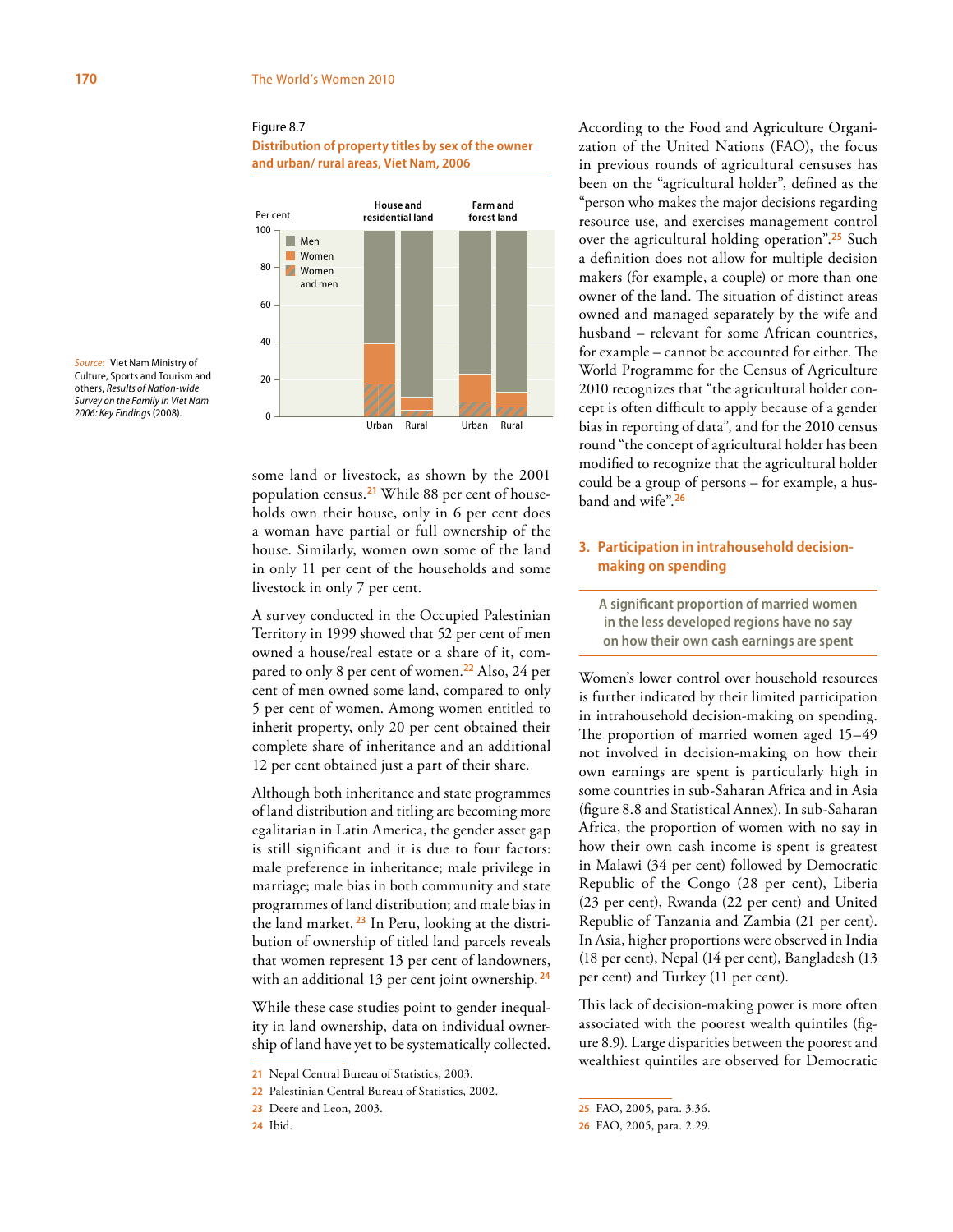Figure 8.7
**Distribution of property titles by sex of the owner and urban/ rural areas, Viet Nam, 2006**

*Source*: Viet Nam Ministry of Culture, Sports and Tourism and others, *Results of Nation-wide Survey on the Family in Viet Nam 2006: Key Findings* (2008).

some land or livestock, as shown by the 2001 population census.[21] While 88 per cent of households own their house, only in 6 per cent does a woman have partial or full ownership of the house. Similarly, women own some of the land in only 11 per cent of the households and some livestock in only 7 per cent.

A survey conducted in the Occupied Palestinian Territory in 1999 showed that 52 per cent of men owned a house/real estate or a share of it, compared to only 8 per cent of women.[22] Also, 24 per cent of men owned some land, compared to only 5 per cent of women. Among women entitled to inherit property, only 20 per cent obtained their complete share of inheritance and an additional 12 per cent obtained just a part of their share.

Although both inheritance and state programmes of land distribution and titling are becoming more egalitarian in Latin America, the gender asset gap is still significant and it is due to four factors: male preference in inheritance; male privilege in marriage; male bias in both community and state programmes of land distribution; and male bias in the land market.[23] In Peru, looking at the distribution of ownership of titled land parcels reveals that women represent 13 per cent of landowners, with an additional 13 per cent joint ownership.[24]

While these case studies point to gender inequality in land ownership, data on individual ownership of land have yet to be systematically collected.

According to the Food and Agriculture Organization of the United Nations (FAO), the focus in previous rounds of agricultural censuses has been on the "agricultural holder", defined as the "person who makes the major decisions regarding resource use, and exercises management control over the agricultural holding operation".[25] Such a definition does not allow for multiple decision makers (for example, a couple) or more than one owner of the land. The situation of distinct areas owned and managed separately by the wife and husband – relevant for some African countries, for example – cannot be accounted for either. The World Programme for the Census of Agriculture 2010 recognizes that "the agricultural holder concept is often difficult to apply because of a gender bias in reporting of data", and for the 2010 census round "the concept of agricultural holder has been modified to recognize that the agricultural holder could be a group of persons – for example, a husband and wife".[26]

## 3. Participation in intrahousehold decision-making on spending

**A significant proportion of married women in the less developed regions have no say on how their own cash earnings are spent**

Women's lower control over household resources is further indicated by their limited participation in intrahousehold decision-making on spending. The proportion of married women aged 15–49 not involved in decision-making on how their own earnings are spent is particularly high in some countries in sub-Saharan Africa and in Asia (figure 8.8 and Statistical Annex). In sub-Saharan Africa, the proportion of women with no say in how their own cash income is spent is greatest in Malawi (34 per cent) followed by Democratic Republic of the Congo (28 per cent), Liberia (23 per cent), Rwanda (22 per cent) and United Republic of Tanzania and Zambia (21 per cent). In Asia, higher proportions were observed in India (18 per cent), Nepal (14 per cent), Bangladesh (13 per cent) and Turkey (11 per cent).

This lack of decision-making power is more often associated with the poorest wealth quintiles (figure 8.9). Large disparities between the poorest and wealthiest quintiles are observed for Democratic

---

21 Nepal Central Bureau of Statistics, 2003.
22 Palestinian Central Bureau of Statistics, 2002.
23 Deere and Leon, 2003.
24 Ibid.
25 FAO, 2005, para. 3.36.
26 FAO, 2005, para. 2.29.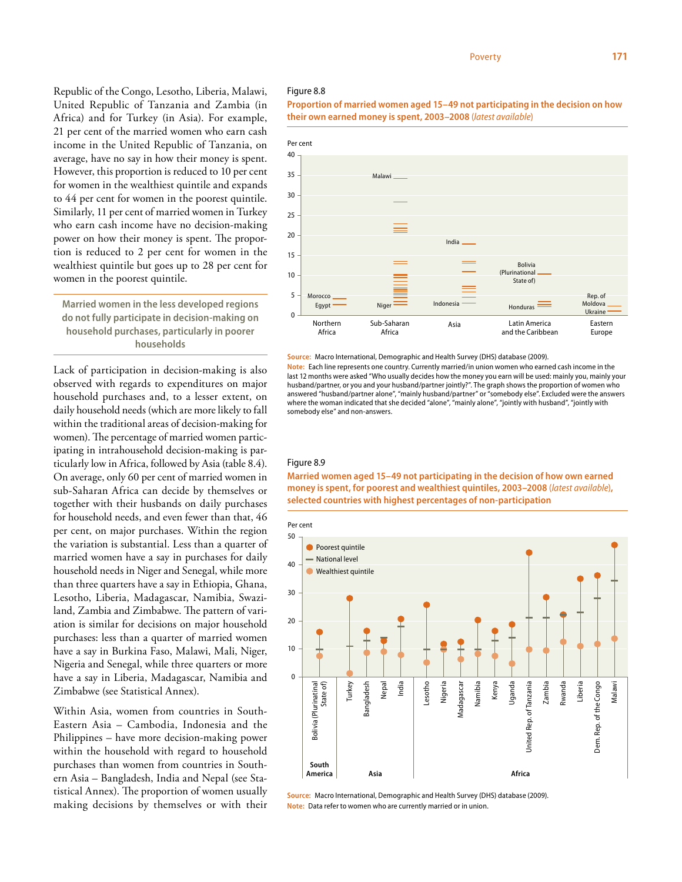Republic of the Congo, Lesotho, Liberia, Malawi, United Republic of Tanzania and Zambia (in Africa) and for Turkey (in Asia). For example, 21 per cent of the married women who earn cash income in the United Republic of Tanzania, on average, have no say in how their money is spent. However, this proportion is reduced to 10 per cent for women in the wealthiest quintile and expands to 44 per cent for women in the poorest quintile. Similarly, 11 per cent of married women in Turkey who earn cash income have no decision-making power on how their money is spent. The proportion is reduced to 2 per cent for women in the wealthiest quintile but goes up to 28 per cent for women in the poorest quintile.

**Married women in the less developed regions do not fully participate in decision-making on household purchases, particularly in poorer households**

Lack of participation in decision-making is also observed with regards to expenditures on major household purchases and, to a lesser extent, on daily household needs (which are more likely to fall within the traditional areas of decision-making for women). The percentage of married women participating in intrahousehold decision-making is particularly low in Africa, followed by Asia (table 8.4). On average, only 60 per cent of married women in sub-Saharan Africa can decide by themselves or together with their husbands on daily purchases for household needs, and even fewer than that, 46 per cent, on major purchases. Within the region the variation is substantial. Less than a quarter of married women have a say in purchases for daily household needs in Niger and Senegal, while more than three quarters have a say in Ethiopia, Ghana, Lesotho, Liberia, Madagascar, Namibia, Swaziland, Zambia and Zimbabwe. The pattern of variation is similar for decisions on major household purchases: less than a quarter of married women have a say in Burkina Faso, Malawi, Mali, Niger, Nigeria and Senegal, while three quarters or more have a say in Liberia, Madagascar, Namibia and Zimbabwe (see Statistical Annex).

Within Asia, women from countries in South-Eastern Asia – Cambodia, Indonesia and the Philippines – have more decision-making power within the household with regard to household purchases than women from countries in Southern Asia – Bangladesh, India and Nepal (see Statistical Annex). The proportion of women usually making decisions by themselves or with their

Figure 8.8

**Proportion of married women aged 15–49 not participating in the decision on how their own earned money is spent, 2003–2008** (*latest available*)

**Source:** Macro International, Demographic and Health Survey (DHS) database (2009).
**Note:** Each line represents one country. Currently married/in union women who earned cash income in the last 12 months were asked "Who usually decides how the money you earn will be used: mainly you, mainly your husband/partner, or you and your husband/partner jointly?". The graph shows the proportion of women who answered "husband/partner alone", "mainly husband/partner" or "somebody else". Excluded were the answers where the woman indicated that she decided "alone", "mainly alone", "jointly with husband", "jointly with somebody else" and non-answers.

Figure 8.9

**Married women aged 15–49 not participating in the decision of how own earned money is spent, for poorest and wealthiest quintiles, 2003–2008** (*latest available*), **selected countries with highest percentages of non-participation**

**Source:** Macro International, Demographic and Health Survey (DHS) database (2009).
**Note:** Data refer to women who are currently married or in union.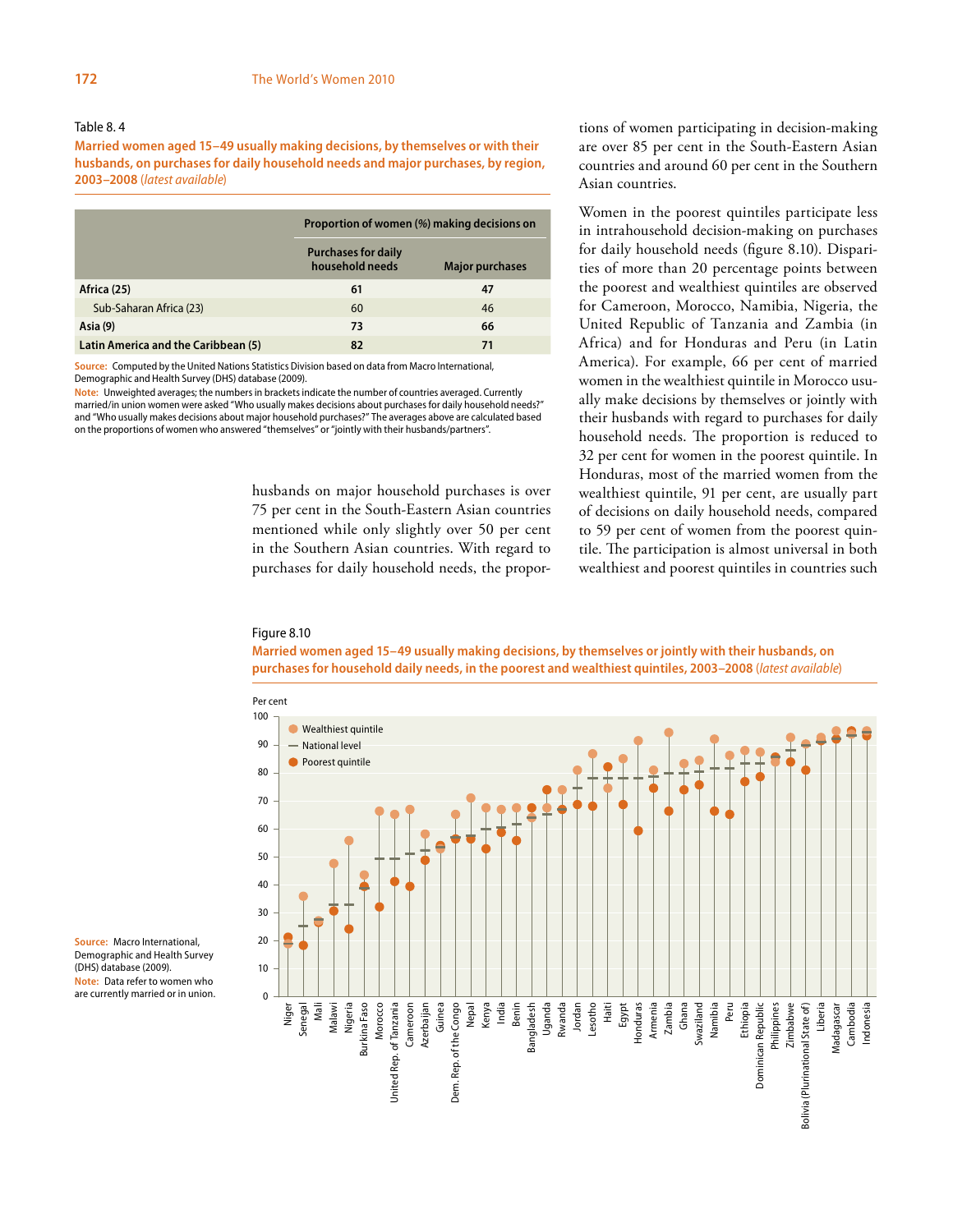Table 8. 4

**Married women aged 15–49 usually making decisions, by themselves or with their husbands, on purchases for daily household needs and major purchases, by region, 2003–2008** (*latest available*)

| | Proportion of women (%) making decisions on | |
|---|---|---|
| | Purchases for daily household needs | Major purchases |
| **Africa (25)** | **61** | **47** |
| Sub-Saharan Africa (23) | 60 | 46 |
| **Asia (9)** | **73** | **66** |
| **Latin America and the Caribbean (5)** | **82** | **71** |

**Source:** Computed by the United Nations Statistics Division based on data from Macro International, Demographic and Health Survey (DHS) database (2009).
**Note:** Unweighted averages; the numbers in brackets indicate the number of countries averaged. Currently married/in union women were asked "Who usually makes decisions about purchases for daily household needs?" and "Who usually makes decisions about major household purchases?" The averages above are calculated based on the proportions of women who answered "themselves" or "jointly with their husbands/partners".

husbands on major household purchases is over 75 per cent in the South-Eastern Asian countries mentioned while only slightly over 50 per cent in the Southern Asian countries. With regard to purchases for daily household needs, the proportions of women participating in decision-making are over 85 per cent in the South-Eastern Asian countries and around 60 per cent in the Southern Asian countries.

Women in the poorest quintiles participate less in intrahousehold decision-making on purchases for daily household needs (figure 8.10). Disparities of more than 20 percentage points between the poorest and wealthiest quintiles are observed for Cameroon, Morocco, Namibia, Nigeria, the United Republic of Tanzania and Zambia (in Africa) and for Honduras and Peru (in Latin America). For example, 66 per cent of married women in the wealthiest quintile in Morocco usually make decisions by themselves or jointly with their husbands with regard to purchases for daily household needs. The proportion is reduced to 32 per cent for women in the poorest quintile. In Honduras, most of the married women from the wealthiest quintile, 91 per cent, are usually part of decisions on daily household needs, compared to 59 per cent of women from the poorest quintile. The participation is almost universal in both wealthiest and poorest quintiles in countries such

Figure 8.10

**Married women aged 15–49 usually making decisions, by themselves or jointly with their husbands, on purchases for household daily needs, in the poorest and wealthiest quintiles, 2003–2008** (*latest available*)

**Source:** Macro International, Demographic and Health Survey (DHS) database (2009).
**Note:** Data refer to women who are currently married or in union.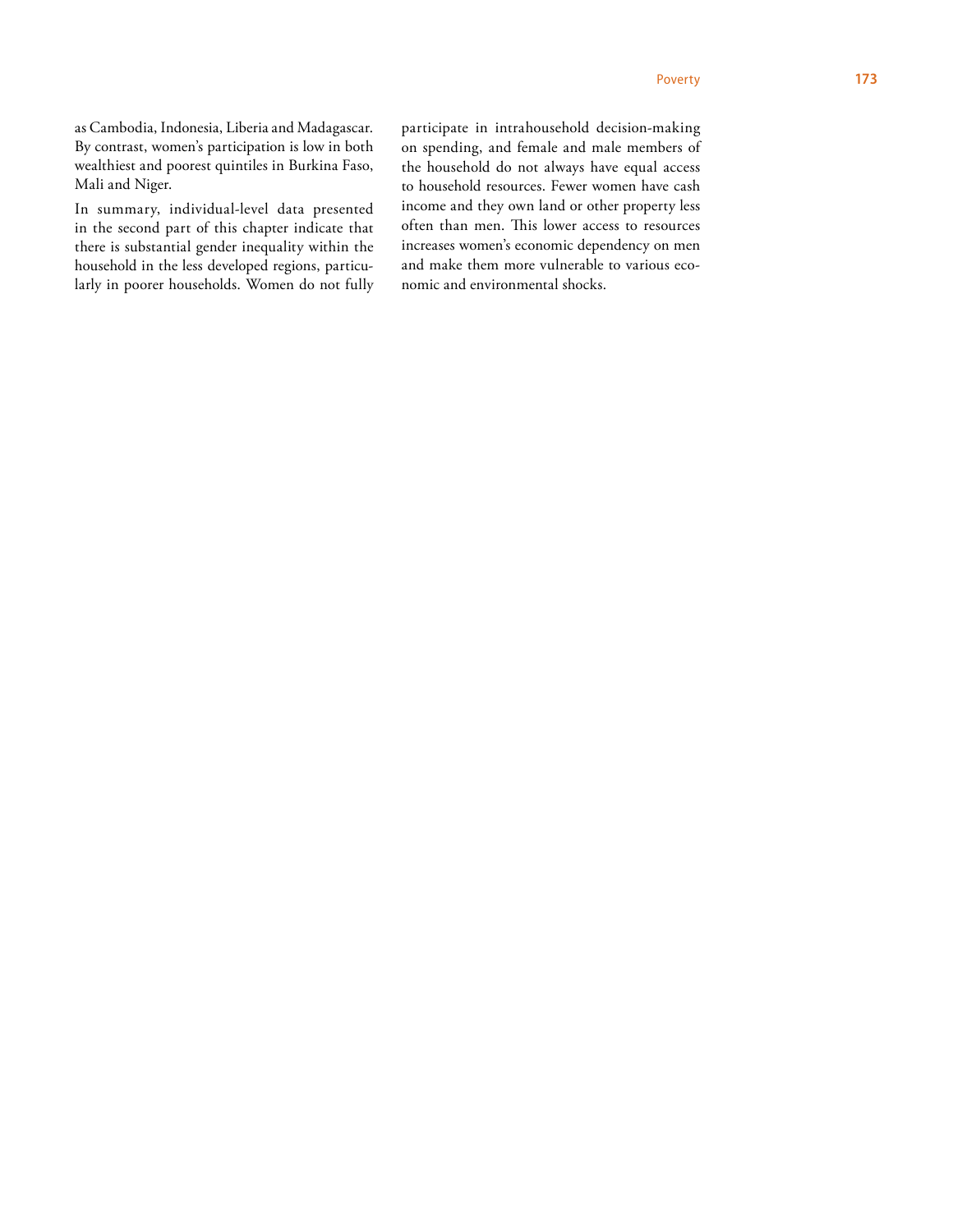as Cambodia, Indonesia, Liberia and Madagascar. By contrast, women's participation is low in both wealthiest and poorest quintiles in Burkina Faso, Mali and Niger.

In summary, individual-level data presented in the second part of this chapter indicate that there is substantial gender inequality within the household in the less developed regions, particularly in poorer households. Women do not fully participate in intrahousehold decision-making on spending, and female and male members of the household do not always have equal access to household resources. Fewer women have cash income and they own land or other property less often than men. This lower access to resources increases women's economic dependency on men and make them more vulnerable to various economic and environmental shocks.